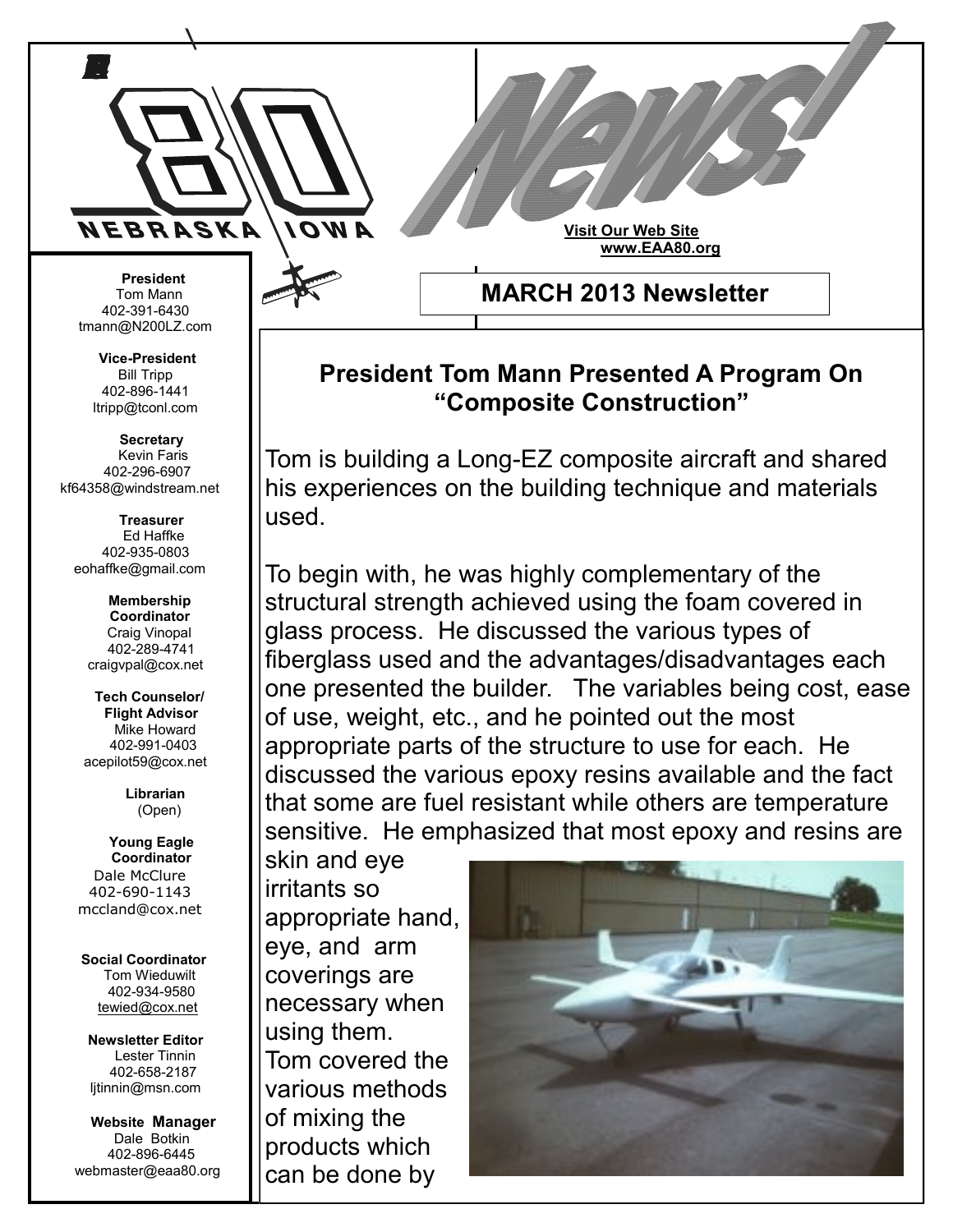# EAA 80 NEBRASKA IOWA News!

**Visit Our Web Site**
**www.EAA80.org**

## MARCH 2013 Newsletter

**President**
Tom Mann
402-391-6430
tmann@N200LZ.com

**Vice-President**
Bill Tripp
402-896-1441
ltripp@tconl.com

**Secretary**
Kevin Faris
402-296-6907
kf64358@windstream.net

**Treasurer**
Ed Haffke
402-935-0803
eohaffke@gmail.com

**Membership Coordinator**
Craig Vinopal
402-289-4741
craigvpal@cox.net

**Tech Counselor/ Flight Advisor**
Mike Howard
402-991-0403
acepilot59@cox.net

**Librarian**
(Open)

**Young Eagle Coordinator**
Dale McClure
402-690-1143
mccland@cox.net

**Social Coordinator**
Tom Wieduwilt
402-934-9580
tewied@cox.net

**Newsletter Editor**
Lester Tinnin
402-658-2187
ljtinnin@msn.com

**Website Manager**
Dale Botkin
402-896-6445
webmaster@eaa80.org

### President Tom Mann Presented A Program On "Composite Construction"

Tom is building a Long-EZ composite aircraft and shared his experiences on the building technique and materials used.

To begin with, he was highly complementary of the structural strength achieved using the foam covered in glass process. He discussed the various types of fiberglass used and the advantages/disadvantages each one presented the builder. The variables being cost, ease of use, weight, etc., and he pointed out the most appropriate parts of the structure to use for each. He discussed the various epoxy resins available and the fact that some are fuel resistant while others are temperature sensitive. He emphasized that most epoxy and resins are skin and eye irritants so appropriate hand, eye, and arm coverings are necessary when using them. Tom covered the various methods of mixing the products which can be done by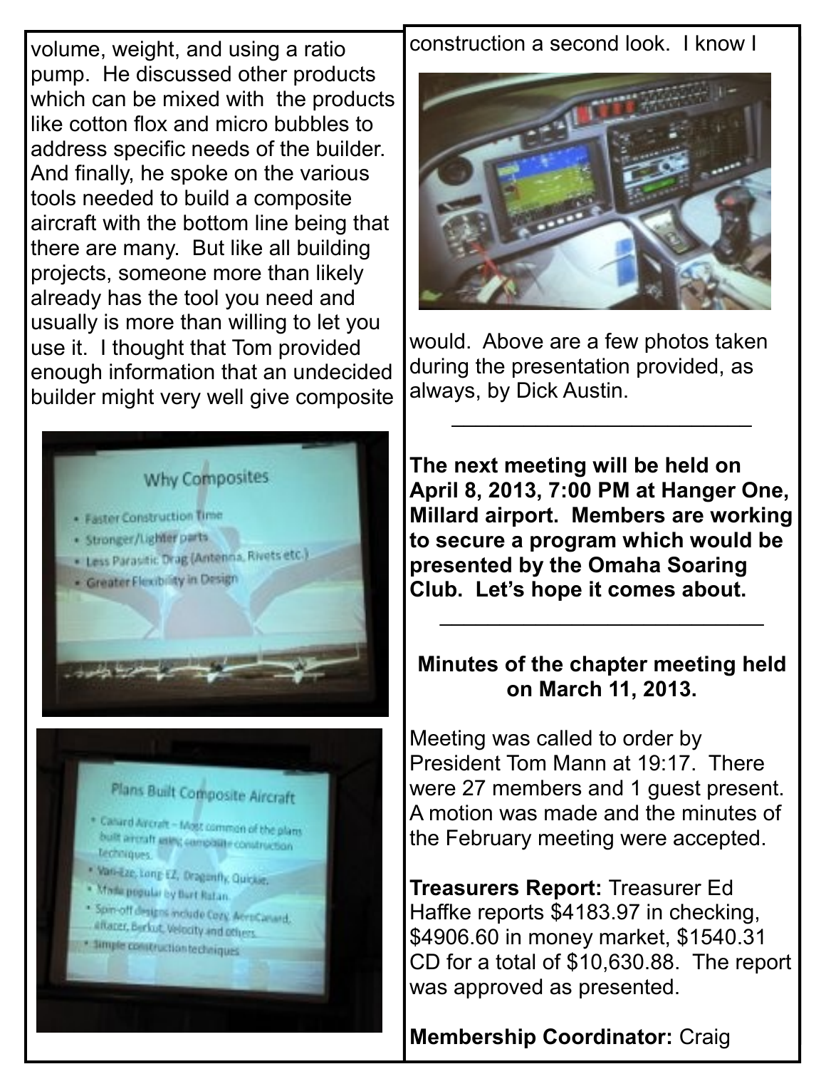volume, weight, and using a ratio pump. He discussed other products which can be mixed with the products like cotton flox and micro bubbles to address specific needs of the builder. And finally, he spoke on the various tools needed to build a composite aircraft with the bottom line being that there are many. But like all building projects, someone more than likely already has the tool you need and usually is more than willing to let you use it. I thought that Tom provided enough information that an undecided builder might very well give composite construction a second look. I know I would. Above are a few photos taken during the presentation provided, as always, by Dick Austin.

---

**The next meeting will be held on April 8, 2013, 7:00 PM at Hanger One, Millard airport. Members are working to secure a program which would be presented by the Omaha Soaring Club. Let's hope it comes about.**

---

**Minutes of the chapter meeting held on March 11, 2013.**

Meeting was called to order by President Tom Mann at 19:17. There were 27 members and 1 guest present. A motion was made and the minutes of the February meeting were accepted.

**Treasurers Report:** Treasurer Ed Haffke reports $4183.97 in checking, $4906.60 in money market, $1540.31 CD for a total of $10,630.88. The report was approved as presented.

**Membership Coordinator:** Craig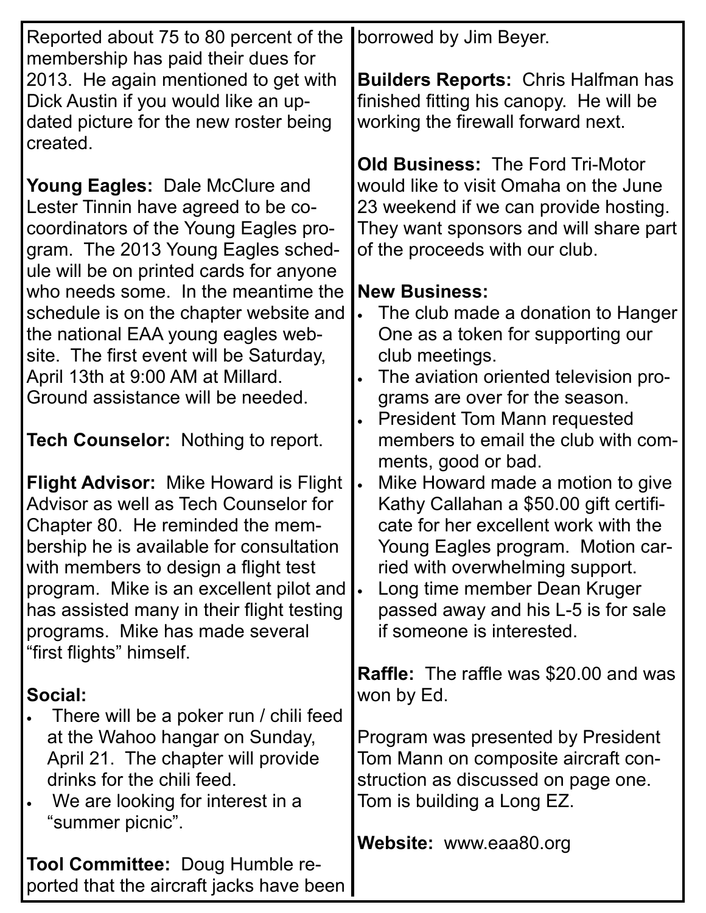Reported about 75 to 80 percent of the membership has paid their dues for 2013. He again mentioned to get with Dick Austin if you would like an updated picture for the new roster being created.

**Young Eagles:** Dale McClure and Lester Tinnin have agreed to be co-coordinators of the Young Eagles program. The 2013 Young Eagles schedule will be on printed cards for anyone who needs some. In the meantime the schedule is on the chapter website and the national EAA young eagles website. The first event will be Saturday, April 13th at 9:00 AM at Millard. Ground assistance will be needed.

**Tech Counselor:** Nothing to report.

**Flight Advisor:** Mike Howard is Flight Advisor as well as Tech Counselor for Chapter 80. He reminded the membership he is available for consultation with members to design a flight test program. Mike is an excellent pilot and has assisted many in their flight testing programs. Mike has made several "first flights" himself.

**Social:**

- There will be a poker run / chili feed at the Wahoo hangar on Sunday, April 21. The chapter will provide drinks for the chili feed.
- We are looking for interest in a "summer picnic".

**Tool Committee:** Doug Humble reported that the aircraft jacks have been borrowed by Jim Beyer.

**Builders Reports:** Chris Halfman has finished fitting his canopy. He will be working the firewall forward next.

**Old Business:** The Ford Tri-Motor would like to visit Omaha on the June 23 weekend if we can provide hosting. They want sponsors and will share part of the proceeds with our club.

**New Business:**

- The club made a donation to Hanger One as a token for supporting our club meetings.
- The aviation oriented television programs are over for the season.
- President Tom Mann requested members to email the club with comments, good or bad.
- Mike Howard made a motion to give Kathy Callahan a $50.00 gift certificate for her excellent work with the Young Eagles program. Motion carried with overwhelming support.
- Long time member Dean Kruger passed away and his L-5 is for sale if someone is interested.

**Raffle:** The raffle was $20.00 and was won by Ed.

Program was presented by President Tom Mann on composite aircraft construction as discussed on page one. Tom is building a Long EZ.

**Website:** www.eaa80.org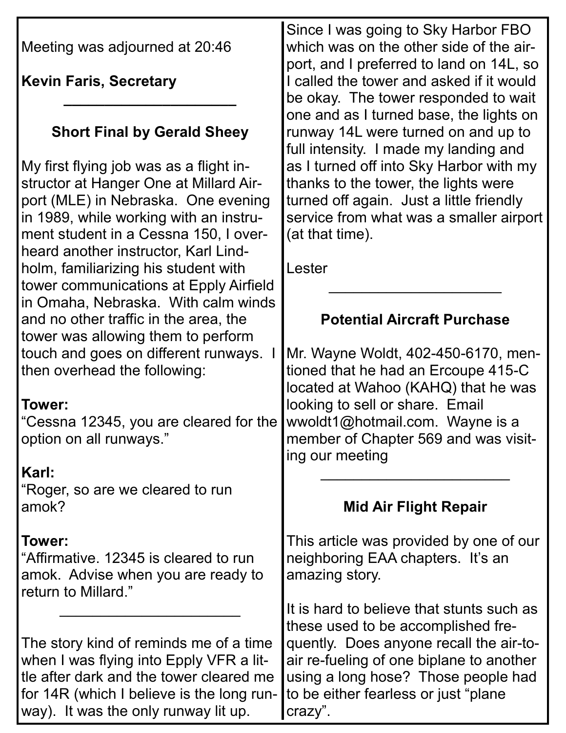Meeting was adjourned at 20:46

**Kevin Faris, Secretary**

---

### Short Final by Gerald Sheey

My first flying job was as a flight instructor at Hanger One at Millard Airport (MLE) in Nebraska. One evening in 1989, while working with an instrument student in a Cessna 150, I overheard another instructor, Karl Lindholm, familiarizing his student with tower communications at Epply Airfield in Omaha, Nebraska. With calm winds and no other traffic in the area, the tower was allowing them to perform touch and goes on different runways. I then overhead the following:

**Tower:**
"Cessna 12345, you are cleared for the option on all runways."

**Karl:**
"Roger, so are we cleared to run amok?

**Tower:**
"Affirmative. 12345 is cleared to run amok. Advise when you are ready to return to Millard."

---

The story kind of reminds me of a time when I was flying into Epply VFR a little after dark and the tower cleared me for 14R (which I believe is the long runway). It was the only runway lit up. Since I was going to Sky Harbor FBO which was on the other side of the airport, and I preferred to land on 14L, so I called the tower and asked if it would be okay. The tower responded to wait one and as I turned base, the lights on runway 14L were turned on and up to full intensity. I made my landing and as I turned off into Sky Harbor with my thanks to the tower, the lights were turned off again. Just a little friendly service from what was a smaller airport (at that time).

Lester

---

### Potential Aircraft Purchase

Mr. Wayne Woldt, 402-450-6170, mentioned that he had an Ercoupe 415-C located at Wahoo (KAHQ) that he was looking to sell or share. Email wwoldt1@hotmail.com. Wayne is a member of Chapter 569 and was visiting our meeting

---

### Mid Air Flight Repair

This article was provided by one of our neighboring EAA chapters. It's an amazing story.

It is hard to believe that stunts such as these used to be accomplished frequently. Does anyone recall the air-to-air re-fueling of one biplane to another using a long hose? Those people had to be either fearless or just "plane crazy".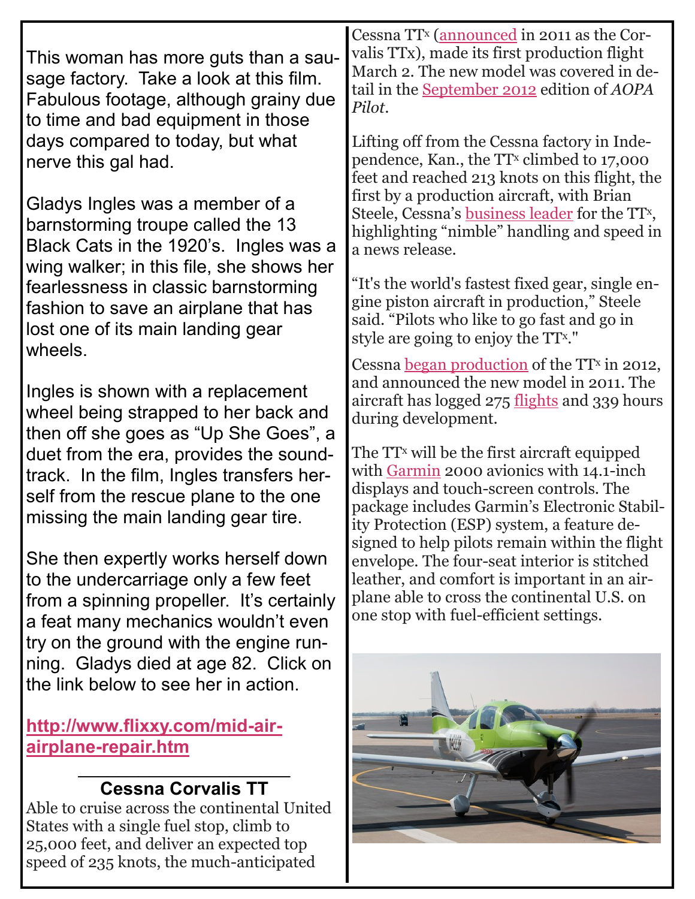This woman has more guts than a sausage factory. Take a look at this film. Fabulous footage, although grainy due to time and bad equipment in those days compared to today, but what nerve this gal had.

Gladys Ingles was a member of a barnstorming troupe called the 13 Black Cats in the 1920's. Ingles was a wing walker; in this file, she shows her fearlessness in classic barnstorming fashion to save an airplane that has lost one of its main landing gear wheels.

Ingles is shown with a replacement wheel being strapped to her back and then off she goes as "Up She Goes", a duet from the era, provides the soundtrack. In the film, Ingles transfers herself from the rescue plane to the one missing the main landing gear tire.

She then expertly works herself down to the undercarriage only a few feet from a spinning propeller. It's certainly a feat many mechanics wouldn't even try on the ground with the engine running. Gladys died at age 82. Click on the link below to see her in action.

**http://www.flixxy.com/mid-air-airplane-repair.htm**

---

### Cessna Corvalis TT

Able to cruise across the continental United States with a single fuel stop, climb to 25,000 feet, and deliver an expected top speed of 235 knots, the much-anticipated Cessna TT[x] (announced in 2011 as the Corvalis TTx), made its first production flight March 2. The new model was covered in detail in the September 2012 edition of *AOPA Pilot*.

Lifting off from the Cessna factory in Independence, Kan., the TT[x] climbed to 17,000 feet and reached 213 knots on this flight, the first by a production aircraft, with Brian Steele, Cessna's business leader for the TT[x], highlighting "nimble" handling and speed in a news release.

"It's the world's fastest fixed gear, single engine piston aircraft in production," Steele said. "Pilots who like to go fast and go in style are going to enjoy the TT[x]."

Cessna began production of the TT[x] in 2012, and announced the new model in 2011. The aircraft has logged 275 flights and 339 hours during development.

The TT[x] will be the first aircraft equipped with Garmin 2000 avionics with 14.1-inch displays and touch-screen controls. The package includes Garmin's Electronic Stability Protection (ESP) system, a feature designed to help pilots remain within the flight envelope. The four-seat interior is stitched leather, and comfort is important in an airplane able to cross the continental U.S. on one stop with fuel-efficient settings.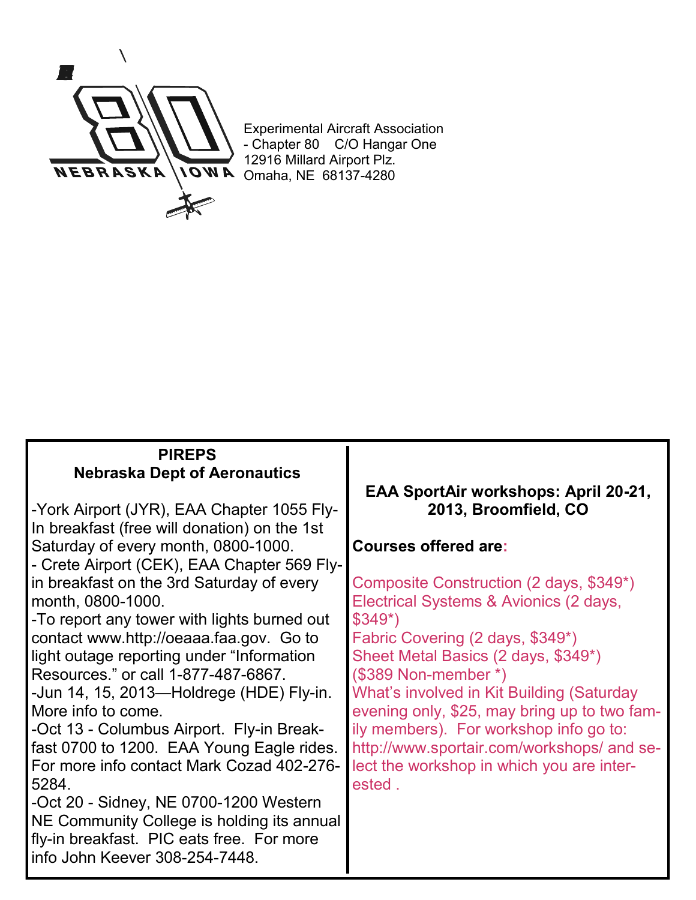Experimental Aircraft Association
- Chapter 80 C/O Hangar One
12916 Millard Airport Plz.
Omaha, NE 68137-4280

## PIREPS
### Nebraska Dept of Aeronautics

-York Airport (JYR), EAA Chapter 1055 Fly-In breakfast (free will donation) on the 1st Saturday of every month, 0800-1000.
- Crete Airport (CEK), EAA Chapter 569 Fly-in breakfast on the 3rd Saturday of every month, 0800-1000.
-To report any tower with lights burned out contact www.http://oeaaa.faa.gov. Go to light outage reporting under "Information Resources." or call 1-877-487-6867.
-Jun 14, 15, 2013—Holdrege (HDE) Fly-in. More info to come.
-Oct 13 - Columbus Airport. Fly-in Breakfast 0700 to 1200. EAA Young Eagle rides. For more info contact Mark Cozad 402-276-5284.
-Oct 20 - Sidney, NE 0700-1200 Western NE Community College is holding its annual fly-in breakfast. PIC eats free. For more info John Keever 308-254-7448.

### EAA SportAir workshops: April 20-21, 2013, Broomfield, CO

**Courses offered are:**

Composite Construction (2 days, $349*)
Electrical Systems & Avionics (2 days, $349*)
Fabric Covering (2 days, $349*)
Sheet Metal Basics (2 days, $349*)
($389 Non-member *)
What's involved in Kit Building (Saturday evening only, $25, may bring up to two family members). For workshop info go to: http://www.sportair.com/workshops/ and select the workshop in which you are interested .